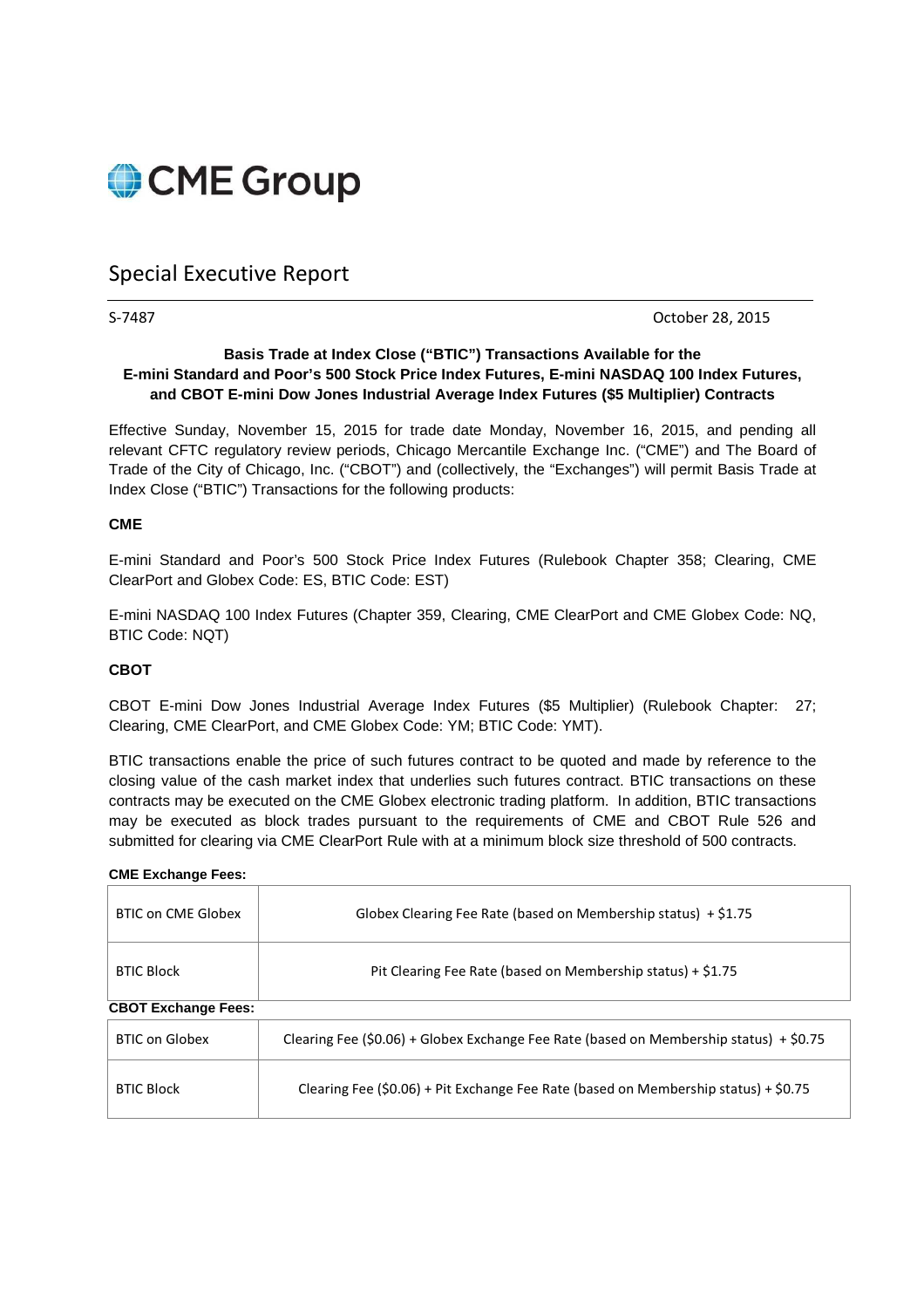CME Group

# Special Executive Report

S-7487 October 28, 2015

**Basis Trade at Index Close ("BTIC") Transactions Available for the E-mini Standard and Poor's 500 Stock Price Index Futures, E-mini NASDAQ 100 Index Futures, and CBOT E-mini Dow Jones Industrial Average Index Futures ($5 Multiplier) Contracts**

Effective Sunday, November 15, 2015 for trade date Monday, November 16, 2015, and pending all relevant CFTC regulatory review periods, Chicago Mercantile Exchange Inc. ("CME") and The Board of Trade of the City of Chicago, Inc. ("CBOT") and (collectively, the "Exchanges") will permit Basis Trade at Index Close ("BTIC") Transactions for the following products:

**CME**

E-mini Standard and Poor's 500 Stock Price Index Futures (Rulebook Chapter 358; Clearing, CME ClearPort and Globex Code: ES, BTIC Code: EST)

E-mini NASDAQ 100 Index Futures (Chapter 359, Clearing, CME ClearPort and CME Globex Code: NQ, BTIC Code: NQT)

**CBOT**

CBOT E-mini Dow Jones Industrial Average Index Futures ($5 Multiplier) (Rulebook Chapter: 27; Clearing, CME ClearPort, and CME Globex Code: YM; BTIC Code: YMT).

BTIC transactions enable the price of such futures contract to be quoted and made by reference to the closing value of the cash market index that underlies such futures contract. BTIC transactions on these contracts may be executed on the CME Globex electronic trading platform. In addition, BTIC transactions may be executed as block trades pursuant to the requirements of CME and CBOT Rule 526 and submitted for clearing via CME ClearPort Rule with at a minimum block size threshold of 500 contracts.

**CME Exchange Fees:**

| | |
|---|---|
| BTIC on CME Globex | Globex Clearing Fee Rate (based on Membership status) + $1.75 |
| BTIC Block | Pit Clearing Fee Rate (based on Membership status) + $1.75 |

**CBOT Exchange Fees:**

| | |
|---|---|
| BTIC on Globex | Clearing Fee ($0.06) + Globex Exchange Fee Rate (based on Membership status) + $0.75 |
| BTIC Block | Clearing Fee ($0.06) + Pit Exchange Fee Rate (based on Membership status) + $0.75 |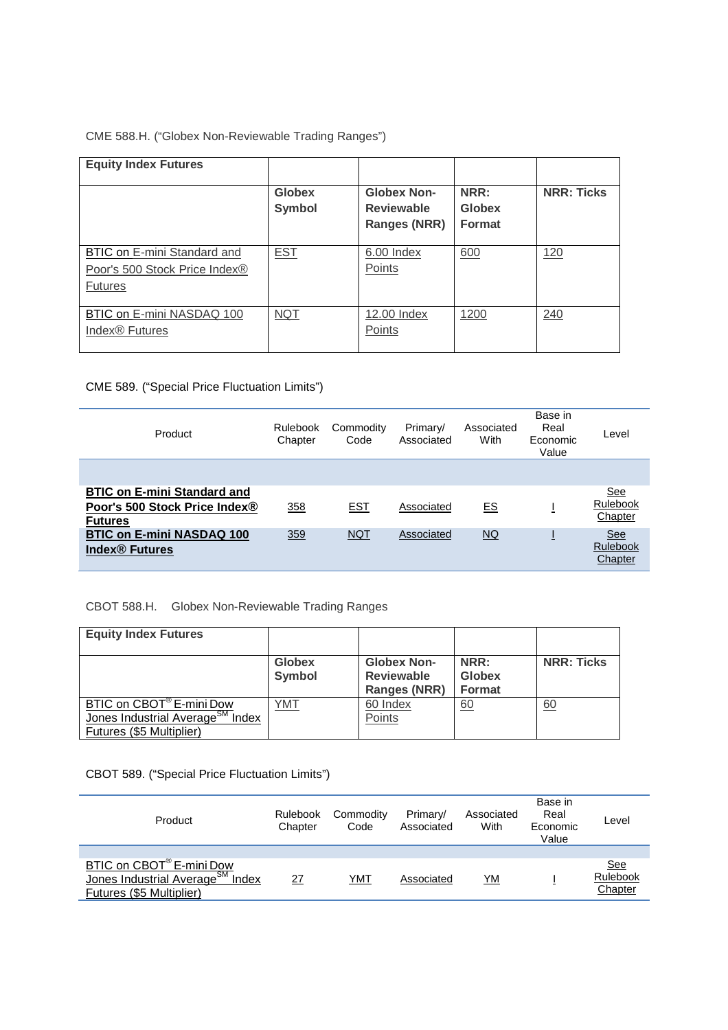CME 588.H. ("Globex Non-Reviewable Trading Ranges")

| Equity Index Futures | | | | |
|---|---|---|---|---|
| | **Globex Symbol** | **Globex Non-Reviewable Ranges (NRR)** | **NRR: Globex Format** | **NRR: Ticks** |
| BTIC on E-mini Standard and Poor's 500 Stock Price Index® Futures | EST | 6.00 Index Points | 600 | 120 |
| BTIC on E-mini NASDAQ 100 Index® Futures | NQT | 12.00 Index Points | 1200 | 240 |

CME 589. ("Special Price Fluctuation Limits")

| Product | Rulebook Chapter | Commodity Code | Primary/ Associated | Associated With | Base in Real Economic Value | Level |
|---|---|---|---|---|---|---|
| | | | | | | |
| **BTIC on E-mini Standard and Poor's 500 Stock Price Index® Futures** | 358 | EST | Associated | ES | I | See Rulebook Chapter |
| **BTIC on E-mini NASDAQ 100 Index® Futures** | 359 | NQT | Associated | NQ | I | See Rulebook Chapter |

CBOT 588.H. Globex Non-Reviewable Trading Ranges

| Equity Index Futures | | | | |
|---|---|---|---|---|
| | **Globex Symbol** | **Globex Non-Reviewable Ranges (NRR)** | **NRR: Globex Format** | **NRR: Ticks** |
| BTIC on CBOT® E-mini Dow Jones Industrial Average℠ Index Futures ($5 Multiplier) | YMT | 60 Index Points | 60 | 60 |

CBOT 589. ("Special Price Fluctuation Limits")

| Product | Rulebook Chapter | Commodity Code | Primary/ Associated | Associated With | Base in Real Economic Value | Level |
|---|---|---|---|---|---|---|
| | | | | | | |
| BTIC on CBOT® E-mini Dow Jones Industrial Average℠ Index Futures ($5 Multiplier) | 27 | YMT | Associated | YM | I | See Rulebook Chapter |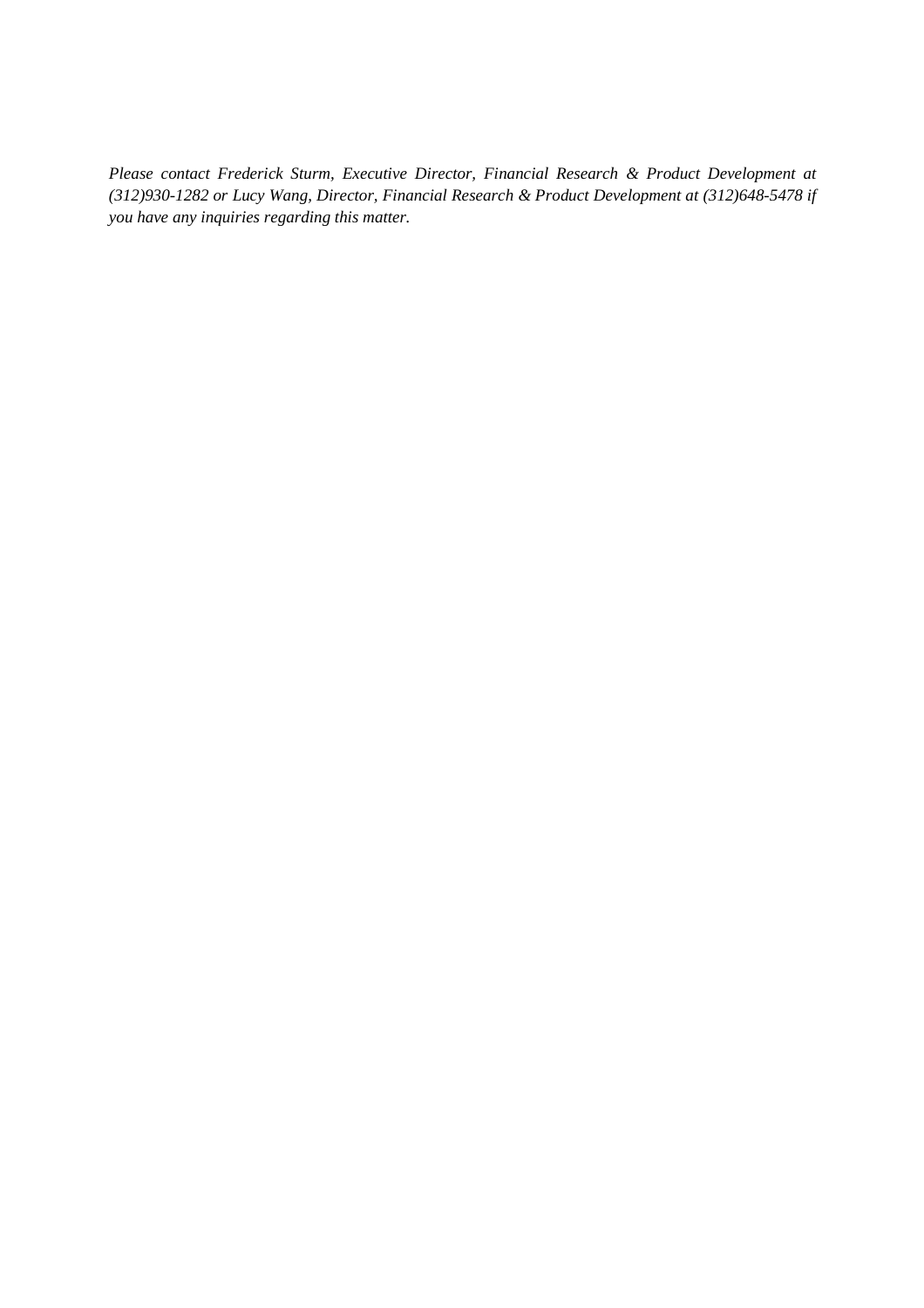*Please contact Frederick Sturm, Executive Director, Financial Research & Product Development at (312)930-1282 or Lucy Wang, Director, Financial Research & Product Development at (312)648-5478 if you have any inquiries regarding this matter.*